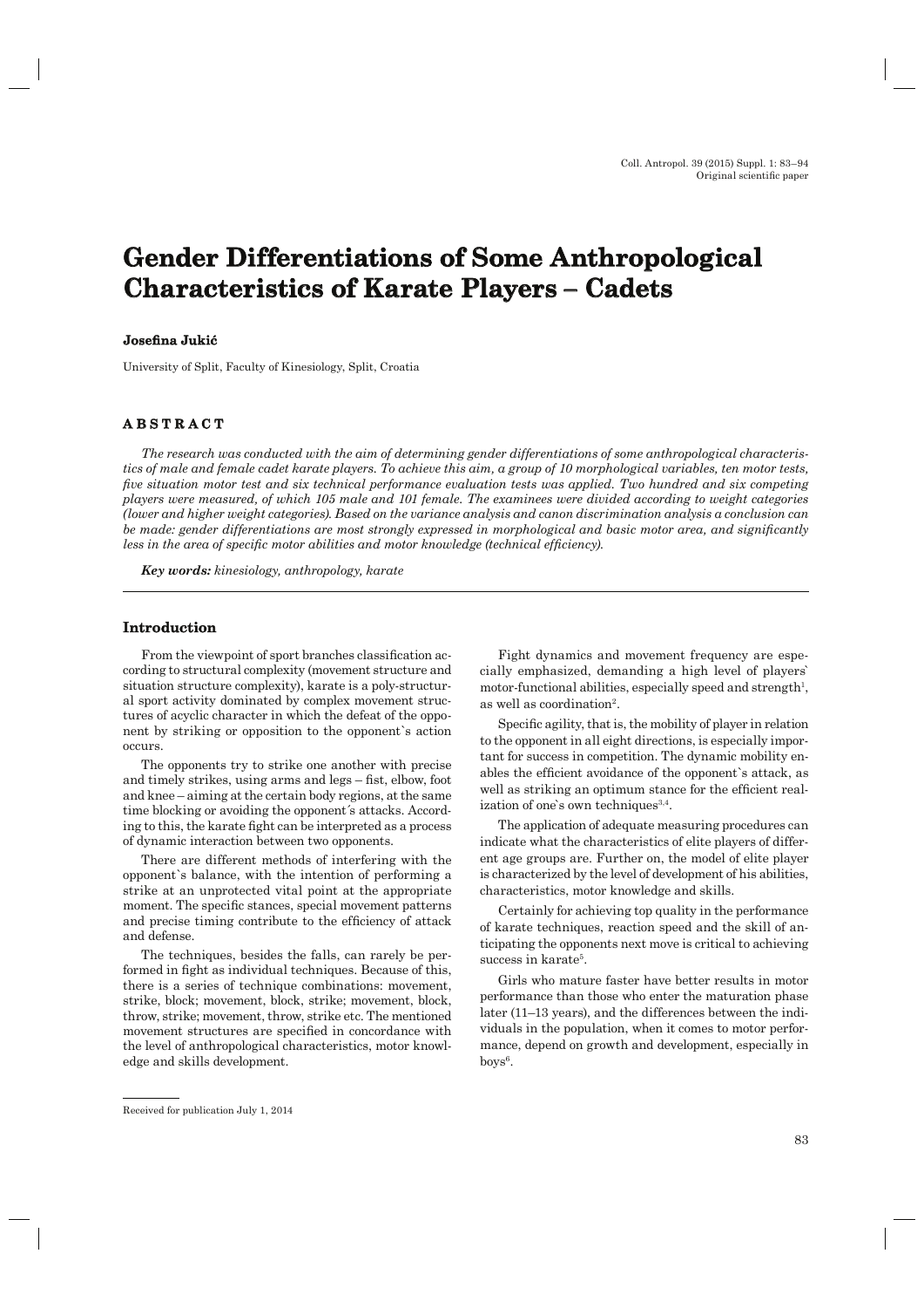# Gender Differentiations of Some Anthropological Characteristics of Karate Players – Cadets

**Josefina Jukić**

University of Split, Faculty of Kinesiology, Split, Croatia

## ABSTRACT

*The research was conducted with the aim of determining gender differentiations of some anthropological characteristics of male and female cadet karate players. To achieve this aim, a group of 10 morphological variables, ten motor tests, five situation motor test and six technical performance evaluation tests was applied. Two hundred and six competing players were measured, of which 105 male and 101 female. The examinees were divided according to weight categories (lower and higher weight categories). Based on the variance analysis and canon discrimination analysis a conclusion can be made: gender differentiations are most strongly expressed in morphological and basic motor area, and significantly less in the area of specific motor abilities and motor knowledge (technical efficiency).*

***Key words:*** *kinesiology, anthropology, karate*

## Introduction

From the viewpoint of sport branches classification according to structural complexity (movement structure and situation structure complexity), karate is a poly-structural sport activity dominated by complex movement structures of acyclic character in which the defeat of the opponent by striking or opposition to the opponent`s action occurs.

The opponents try to strike one another with precise and timely strikes, using arms and legs – fist, elbow, foot and knee – aiming at the certain body regions, at the same time blocking or avoiding the opponent´s attacks. According to this, the karate fight can be interpreted as a process of dynamic interaction between two opponents.

There are different methods of interfering with the opponent`s balance, with the intention of performing a strike at an unprotected vital point at the appropriate moment. The specific stances, special movement patterns and precise timing contribute to the efficiency of attack and defense.

The techniques, besides the falls, can rarely be performed in fight as individual techniques. Because of this, there is a series of technique combinations: movement, strike, block; movement, block, strike; movement, block, throw, strike; movement, throw, strike etc. The mentioned movement structures are specified in concordance with the level of anthropological characteristics, motor knowledge and skills development.

Fight dynamics and movement frequency are especially emphasized, demanding a high level of players` motor-functional abilities, especially speed and strength[1], as well as coordination[2].

Specific agility, that is, the mobility of player in relation to the opponent in all eight directions, is especially important for success in competition. The dynamic mobility enables the efficient avoidance of the opponent`s attack, as well as striking an optimum stance for the efficient realization of one`s own techniques[3,4].

The application of adequate measuring procedures can indicate what the characteristics of elite players of different age groups are. Further on, the model of elite player is characterized by the level of development of his abilities, characteristics, motor knowledge and skills.

Certainly for achieving top quality in the performance of karate techniques, reaction speed and the skill of anticipating the opponents next move is critical to achieving success in karate[5].

Girls who mature faster have better results in motor performance than those who enter the maturation phase later (11–13 years), and the differences between the individuals in the population, when it comes to motor performance, depend on growth and development, especially in boys[6].

Received for publication July 1, 2014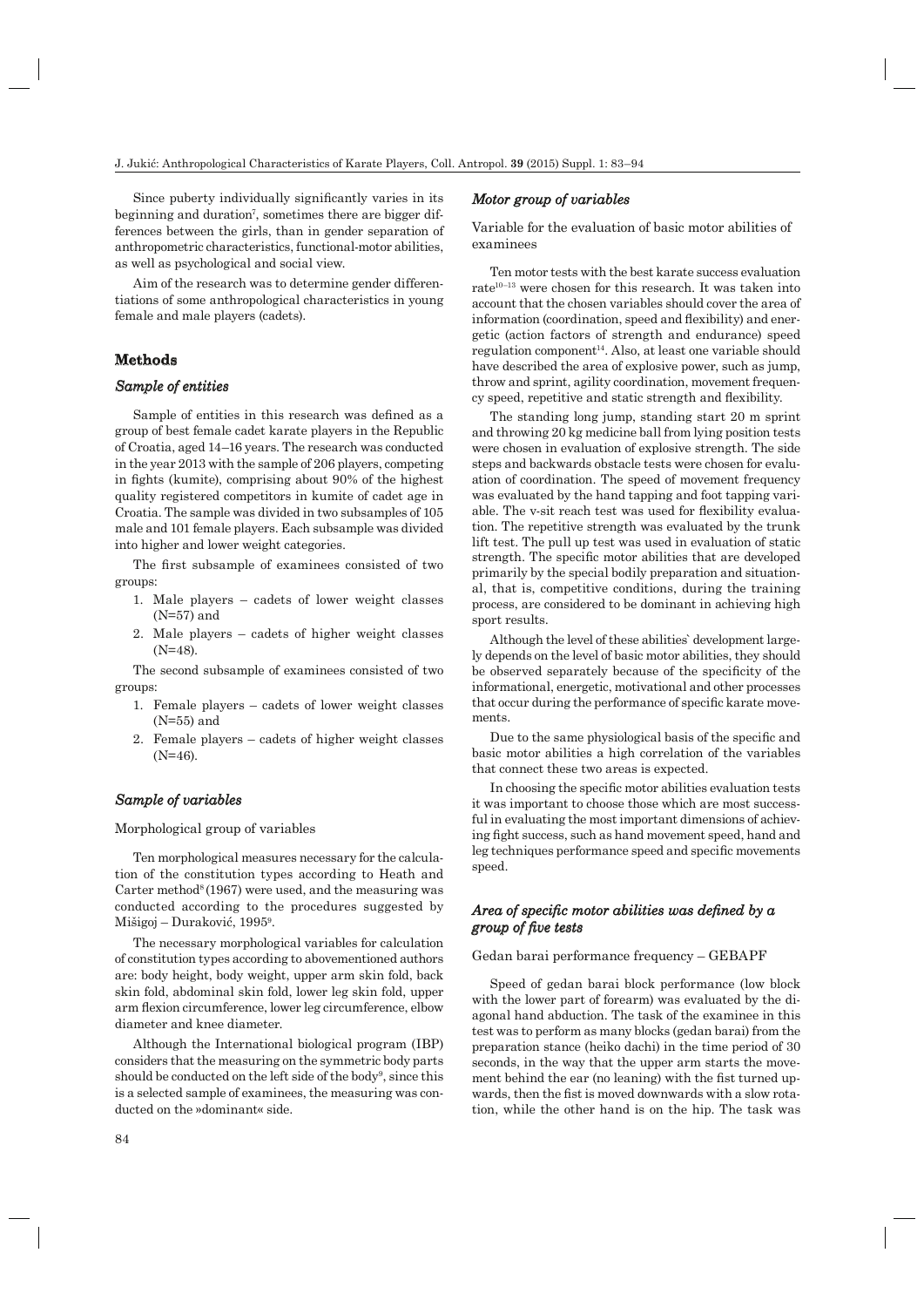Since puberty individually significantly varies in its beginning and duration[7], sometimes there are bigger differences between the girls, than in gender separation of anthropometric characteristics, functional-motor abilities, as well as psychological and social view.

Aim of the research was to determine gender differentiations of some anthropological characteristics in young female and male players (cadets).

## Methods

### *Sample of entities*

Sample of entities in this research was defined as a group of best female cadet karate players in the Republic of Croatia, aged 14–16 years. The research was conducted in the year 2013 with the sample of 206 players, competing in fights (kumite), comprising about 90% of the highest quality registered competitors in kumite of cadet age in Croatia. The sample was divided in two subsamples of 105 male and 101 female players. Each subsample was divided into higher and lower weight categories.

The first subsample of examinees consisted of two groups:

1. Male players – cadets of lower weight classes (N=57) and
2. Male players – cadets of higher weight classes (N=48).

The second subsample of examinees consisted of two groups:

1. Female players – cadets of lower weight classes (N=55) and
2. Female players – cadets of higher weight classes (N=46).

### *Sample of variables*

Morphological group of variables

Ten morphological measures necessary for the calculation of the constitution types according to Heath and Carter method[8] (1967) were used, and the measuring was conducted according to the procedures suggested by Mišigoj – Duraković, 1995[9].

The necessary morphological variables for calculation of constitution types according to abovementioned authors are: body height, body weight, upper arm skin fold, back skin fold, abdominal skin fold, lower leg skin fold, upper arm flexion circumference, lower leg circumference, elbow diameter and knee diameter.

Although the International biological program (IBP) considers that the measuring on the symmetric body parts should be conducted on the left side of the body[9], since this is a selected sample of examinees, the measuring was conducted on the »dominant« side.

### *Motor group of variables*

Variable for the evaluation of basic motor abilities of examinees

Ten motor tests with the best karate success evaluation rate[10–13] were chosen for this research. It was taken into account that the chosen variables should cover the area of information (coordination, speed and flexibility) and energetic (action factors of strength and endurance) speed regulation component[14]. Also, at least one variable should have described the area of explosive power, such as jump, throw and sprint, agility coordination, movement frequency speed, repetitive and static strength and flexibility.

The standing long jump, standing start 20 m sprint and throwing 20 kg medicine ball from lying position tests were chosen in evaluation of explosive strength. The side steps and backwards obstacle tests were chosen for evaluation of coordination. The speed of movement frequency was evaluated by the hand tapping and foot tapping variable. The v-sit reach test was used for flexibility evaluation. The repetitive strength was evaluated by the trunk lift test. The pull up test was used in evaluation of static strength. The specific motor abilities that are developed primarily by the special bodily preparation and situational, that is, competitive conditions, during the training process, are considered to be dominant in achieving high sport results.

Although the level of these abilities` development largely depends on the level of basic motor abilities, they should be observed separately because of the specificity of the informational, energetic, motivational and other processes that occur during the performance of specific karate movements.

Due to the same physiological basis of the specific and basic motor abilities a high correlation of the variables that connect these two areas is expected.

In choosing the specific motor abilities evaluation tests it was important to choose those which are most successful in evaluating the most important dimensions of achieving fight success, such as hand movement speed, hand and leg techniques performance speed and specific movements speed.

### *Area of specific motor abilities was defined by a group of five tests*

Gedan barai performance frequency – GEBAPF

Speed of gedan barai block performance (low block with the lower part of forearm) was evaluated by the diagonal hand abduction. The task of the examinee in this test was to perform as many blocks (gedan barai) from the preparation stance (heiko dachi) in the time period of 30 seconds, in the way that the upper arm starts the movement behind the ear (no leaning) with the fist turned upwards, then the fist is moved downwards with a slow rotation, while the other hand is on the hip. The task was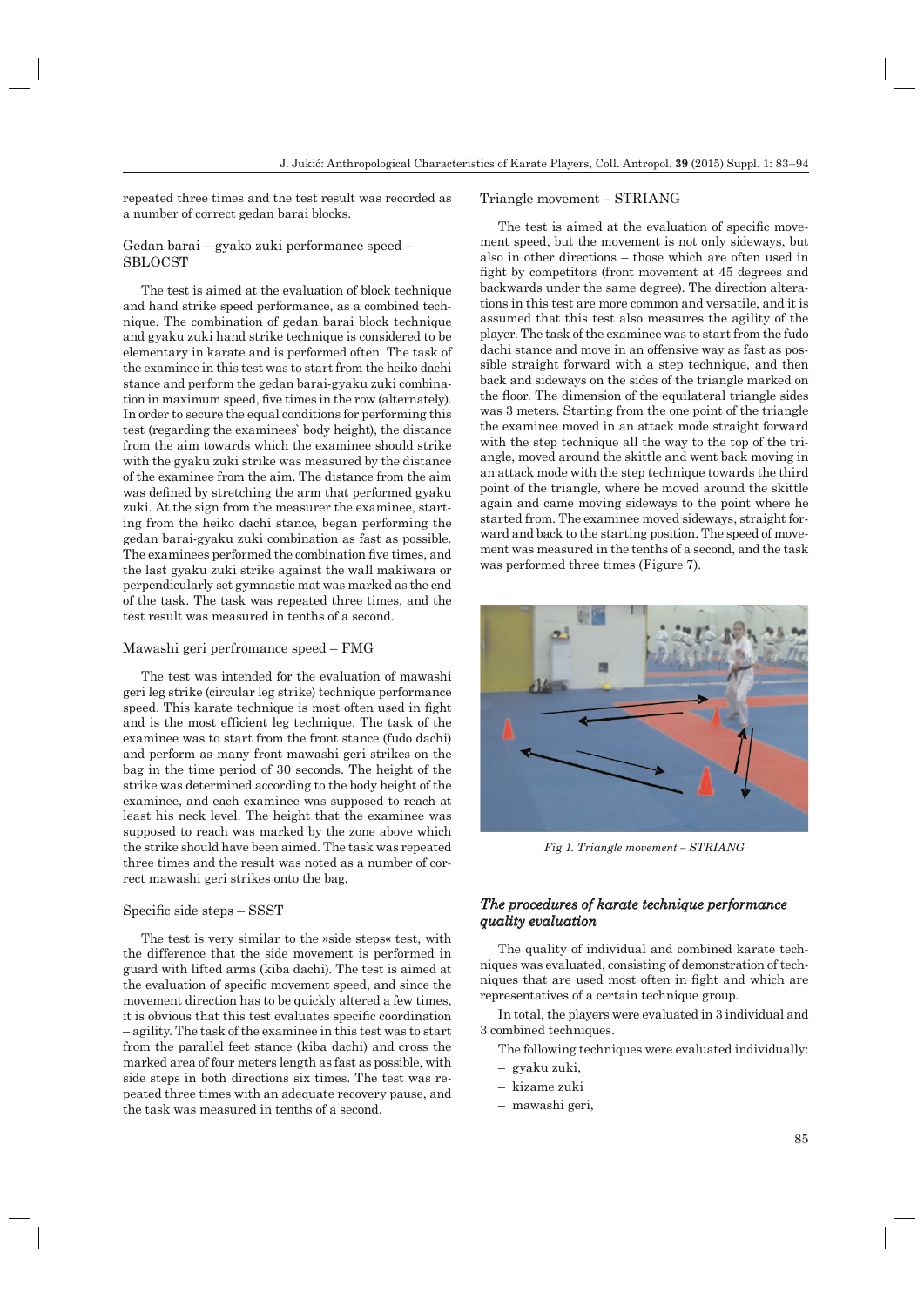repeated three times and the test result was recorded as a number of correct gedan barai blocks.

### Gedan barai – gyako zuki performance speed – SBLOCST

The test is aimed at the evaluation of block technique and hand strike speed performance, as a combined technique. The combination of gedan barai block technique and gyaku zuki hand strike technique is considered to be elementary in karate and is performed often. The task of the examinee in this test was to start from the heiko dachi stance and perform the gedan barai-gyaku zuki combination in maximum speed, five times in the row (alternately). In order to secure the equal conditions for performing this test (regarding the examinees` body height), the distance from the aim towards which the examinee should strike with the gyaku zuki strike was measured by the distance of the examinee from the aim. The distance from the aim was defined by stretching the arm that performed gyaku zuki. At the sign from the measurer the examinee, starting from the heiko dachi stance, began performing the gedan barai-gyaku zuki combination as fast as possible. The examinees performed the combination five times, and the last gyaku zuki strike against the wall makiwara or perpendicularly set gymnastic mat was marked as the end of the task. The task was repeated three times, and the test result was measured in tenths of a second.

### Mawashi geri perfromance speed – FMG

The test was intended for the evaluation of mawashi geri leg strike (circular leg strike) technique performance speed. This karate technique is most often used in fight and is the most efficient leg technique. The task of the examinee was to start from the front stance (fudo dachi) and perform as many front mawashi geri strikes on the bag in the time period of 30 seconds. The height of the strike was determined according to the body height of the examinee, and each examinee was supposed to reach at least his neck level. The height that the examinee was supposed to reach was marked by the zone above which the strike should have been aimed. The task was repeated three times and the result was noted as a number of correct mawashi geri strikes onto the bag.

### Specific side steps – SSST

The test is very similar to the »side steps« test, with the difference that the side movement is performed in guard with lifted arms (kiba dachi). The test is aimed at the evaluation of specific movement speed, and since the movement direction has to be quickly altered a few times, it is obvious that this test evaluates specific coordination – agility. The task of the examinee in this test was to start from the parallel feet stance (kiba dachi) and cross the marked area of four meters length as fast as possible, with side steps in both directions six times. The test was repeated three times with an adequate recovery pause, and the task was measured in tenths of a second.

### Triangle movement – STRIANG

The test is aimed at the evaluation of specific movement speed, but the movement is not only sideways, but also in other directions – those which are often used in fight by competitors (front movement at 45 degrees and backwards under the same degree). The direction alterations in this test are more common and versatile, and it is assumed that this test also measures the agility of the player. The task of the examinee was to start from the fudo dachi stance and move in an offensive way as fast as possible straight forward with a step technique, and then back and sideways on the sides of the triangle marked on the floor. The dimension of the equilateral triangle sides was 3 meters. Starting from the one point of the triangle the examinee moved in an attack mode straight forward with the step technique all the way to the top of the triangle, moved around the skittle and went back moving in an attack mode with the step technique towards the third point of the triangle, where he moved around the skittle again and came moving sideways to the point where he started from. The examinee moved sideways, straight forward and back to the starting position. The speed of movement was measured in the tenths of a second, and the task was performed three times (Figure 7).

*Fig 1. Triangle movement – STRIANG*

## *The procedures of karate technique performance quality evaluation*

The quality of individual and combined karate techniques was evaluated, consisting of demonstration of techniques that are used most often in fight and which are representatives of a certain technique group.

In total, the players were evaluated in 3 individual and 3 combined techniques.

The following techniques were evaluated individually:

- gyaku zuki,
- kizame zuki
- mawashi geri,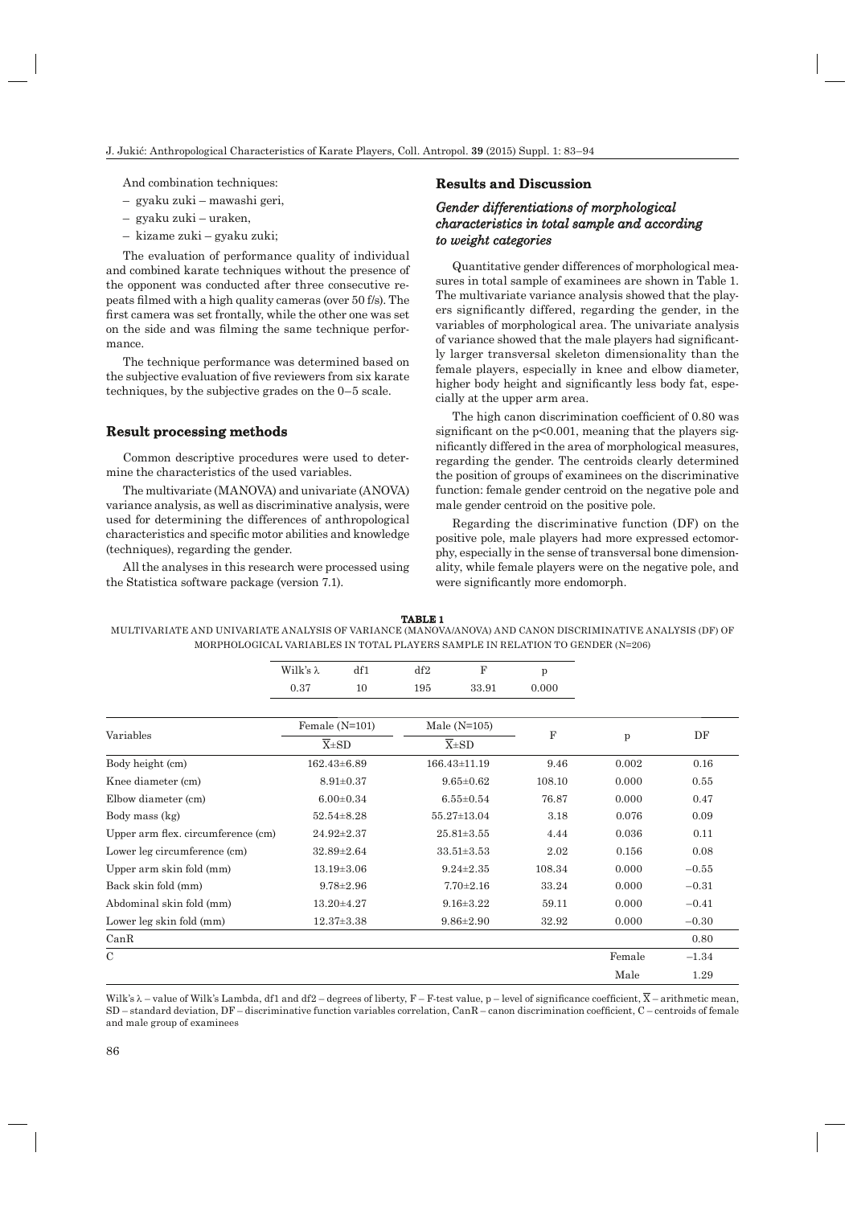And combination techniques:

- gyaku zuki – mawashi geri,
- gyaku zuki – uraken,
- kizame zuki – gyaku zuki;

The evaluation of performance quality of individual and combined karate techniques without the presence of the opponent was conducted after three consecutive repeats filmed with a high quality cameras (over 50 f/s). The first camera was set frontally, while the other one was set on the side and was filming the same technique performance.

The technique performance was determined based on the subjective evaluation of five reviewers from six karate techniques, by the subjective grades on the 0–5 scale.

## Result processing methods

Common descriptive procedures were used to determine the characteristics of the used variables.

The multivariate (MANOVA) and univariate (ANOVA) variance analysis, as well as discriminative analysis, were used for determining the differences of anthropological characteristics and specific motor abilities and knowledge (techniques), regarding the gender.

All the analyses in this research were processed using the Statistica software package (version 7.1).

## Results and Discussion

### *Gender differentiations of morphological characteristics in total sample and according to weight categories*

Quantitative gender differences of morphological measures in total sample of examinees are shown in Table 1. The multivariate variance analysis showed that the players significantly differed, regarding the gender, in the variables of morphological area. The univariate analysis of variance showed that the male players had significantly larger transversal skeleton dimensionality than the female players, especially in knee and elbow diameter, higher body height and significantly less body fat, especially at the upper arm area.

The high canon discrimination coefficient of 0.80 was significant on the $p<0.001$, meaning that the players significantly differed in the area of morphological measures, regarding the gender. The centroids clearly determined the position of groups of examinees on the discriminative function: female gender centroid on the negative pole and male gender centroid on the positive pole.

Regarding the discriminative function (DF) on the positive pole, male players had more expressed ectomorphy, especially in the sense of transversal bone dimensionality, while female players were on the negative pole, and were significantly more endomorph.

**TABLE 1**
MULTIVARIATE AND UNIVARIATE ANALYSIS OF VARIANCE (MANOVA/ANOVA) AND CANON DISCRIMINATIVE ANALYSIS (DF) OF MORPHOLOGICAL VARIABLES IN TOTAL PLAYERS SAMPLE IN RELATION TO GENDER (N=206)

| Wilk's λ | df1 | df2 | F | p |
|---|---|---|---|---|
| 0.37 | 10 | 195 | 33.91 | 0.000 |

| Variables | Female (N=101) | Male (N=105) | F | p | DF |
|---|---|---|---|---|---|
| | $\overline{X}$±SD | $\overline{X}$±SD | | | |
| Body height (cm) | 162.43±6.89 | 166.43±11.19 | 9.46 | 0.002 | 0.16 |
| Knee diameter (cm) | 8.91±0.37 | 9.65±0.62 | 108.10 | 0.000 | 0.55 |
| Elbow diameter (cm) | 6.00±0.34 | 6.55±0.54 | 76.87 | 0.000 | 0.47 |
| Body mass (kg) | 52.54±8.28 | 55.27±13.04 | 3.18 | 0.076 | 0.09 |
| Upper arm flex. circumference (cm) | 24.92±2.37 | 25.81±3.55 | 4.44 | 0.036 | 0.11 |
| Lower leg circumference (cm) | 32.89±2.64 | 33.51±3.53 | 2.02 | 0.156 | 0.08 |
| Upper arm skin fold (mm) | 13.19±3.06 | 9.24±2.35 | 108.34 | 0.000 | –0.55 |
| Back skin fold (mm) | 9.78±2.96 | 7.70±2.16 | 33.24 | 0.000 | –0.31 |
| Abdominal skin fold (mm) | 13.20±4.27 | 9.16±3.22 | 59.11 | 0.000 | –0.41 |
| Lower leg skin fold (mm) | 12.37±3.38 | 9.86±2.90 | 32.92 | 0.000 | –0.30 |
| CanR | | | | | 0.80 |
| C | | | | Female | –1.34 |
| | | | | Male | 1.29 |

Wilk's λ – value of Wilk's Lambda, df1 and df2 – degrees of liberty, F – F-test value, p – level of significance coefficient, $\overline{X}$ – arithmetic mean, SD – standard deviation, DF – discriminative function variables correlation, CanR – canon discrimination coefficient, C – centroids of female and male group of examinees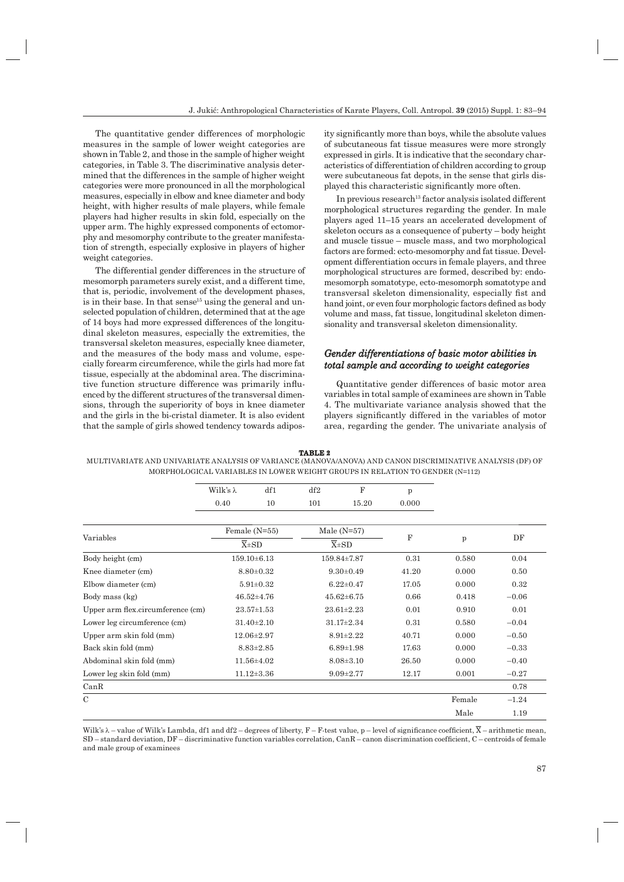The quantitative gender differences of morphologic measures in the sample of lower weight categories are shown in Table 2, and those in the sample of higher weight categories, in Table 3. The discriminative analysis determined that the differences in the sample of higher weight categories were more pronounced in all the morphological measures, especially in elbow and knee diameter and body height, with higher results of male players, while female players had higher results in skin fold, especially on the upper arm. The highly expressed components of ectomorphy and mesomorphy contribute to the greater manifestation of strength, especially explosive in players of higher weight categories.

The differential gender differences in the structure of mesomorph parameters surely exist, and a different time, that is, periodic, involvement of the development phases, is in their base. In that sense[15] using the general and unselected population of children, determined that at the age of 14 boys had more expressed differences of the longitudinal skeleton measures, especially the extremities, the transversal skeleton measures, especially knee diameter, and the measures of the body mass and volume, especially forearm circumference, while the girls had more fat tissue, especially at the abdominal area. The discriminative function structure difference was primarily influenced by the different structures of the transversal dimensions, through the superiority of boys in knee diameter and the girls in the bi-cristal diameter. It is also evident that the sample of girls showed tendency towards adiposity significantly more than boys, while the absolute values of subcutaneous fat tissue measures were more strongly expressed in girls. It is indicative that the secondary characteristics of differentiation of children according to group were subcutaneous fat depots, in the sense that girls displayed this characteristic significantly more often.

In previous research[13] factor analysis isolated different morphological structures regarding the gender. In male players aged 11–15 years an accelerated development of skeleton occurs as a consequence of puberty – body height and muscle tissue – muscle mass, and two morphological factors are formed: ecto-mesomorphy and fat tissue. Development differentiation occurs in female players, and three morphological structures are formed, described by: endomesomorph somatotype, ecto-mesomorph somatotype and transversal skeleton dimensionality, especially fist and hand joint, or even four morphologic factors defined as body volume and mass, fat tissue, longitudinal skeleton dimensionality and transversal skeleton dimensionality.

### *Gender differentiations of basic motor abilities in total sample and according to weight categories*

Quantitative gender differences of basic motor area variables in total sample of examinees are shown in Table 4. The multivariate variance analysis showed that the players significantly differed in the variables of motor area, regarding the gender. The univariate analysis of

**TABLE 2**

MULTIVARIATE AND UNIVARIATE ANALYSIS OF VARIANCE (MANOVA/ANOVA) AND CANON DISCRIMINATIVE ANALYSIS (DF) OF MORPHOLOGICAL VARIABLES IN LOWER WEIGHT GROUPS IN RELATION TO GENDER (N=112)

| Wilk's λ | df1 | df2 | F | p |
|---|---|---|---|---|
| 0.40 | 10 | 101 | 15.20 | 0.000 |

| Variables | Female (N=55) | Male (N=57) | F | p | DF |
|---|---|---|---|---|---|
| | $\overline{X}$±SD | $\overline{X}$±SD | | | |
| Body height (cm) | 159.10±6.13 | 159.84±7.87 | 0.31 | 0.580 | 0.04 |
| Knee diameter (cm) | 8.80±0.32 | 9.30±0.49 | 41.20 | 0.000 | 0.50 |
| Elbow diameter (cm) | 5.91±0.32 | 6.22±0.47 | 17.05 | 0.000 | 0.32 |
| Body mass (kg) | 46.52±4.76 | 45.62±6.75 | 0.66 | 0.418 | −0.06 |
| Upper arm flex.circumference (cm) | 23.57±1.53 | 23.61±2.23 | 0.01 | 0.910 | 0.01 |
| Lower leg circumference (cm) | 31.40±2.10 | 31.17±2.34 | 0.31 | 0.580 | −0.04 |
| Upper arm skin fold (mm) | 12.06±2.97 | 8.91±2.22 | 40.71 | 0.000 | −0.50 |
| Back skin fold (mm) | 8.83±2.85 | 6.89±1.98 | 17.63 | 0.000 | −0.33 |
| Abdominal skin fold (mm) | 11.56±4.02 | 8.08±3.10 | 26.50 | 0.000 | −0.40 |
| Lower leg skin fold (mm) | 11.12±3.36 | 9.09±2.77 | 12.17 | 0.001 | −0.27 |
| CanR | | | | | 0.78 |
| C | | | | Female | −1.24 |
| | | | | Male | 1.19 |

Wilk's λ – value of Wilk's Lambda, df1 and df2 – degrees of liberty, F – F-test value, p – level of significance coefficient, $\overline{X}$ – arithmetic mean, SD – standard deviation, DF – discriminative function variables correlation, CanR – canon discrimination coefficient, C – centroids of female and male group of examinees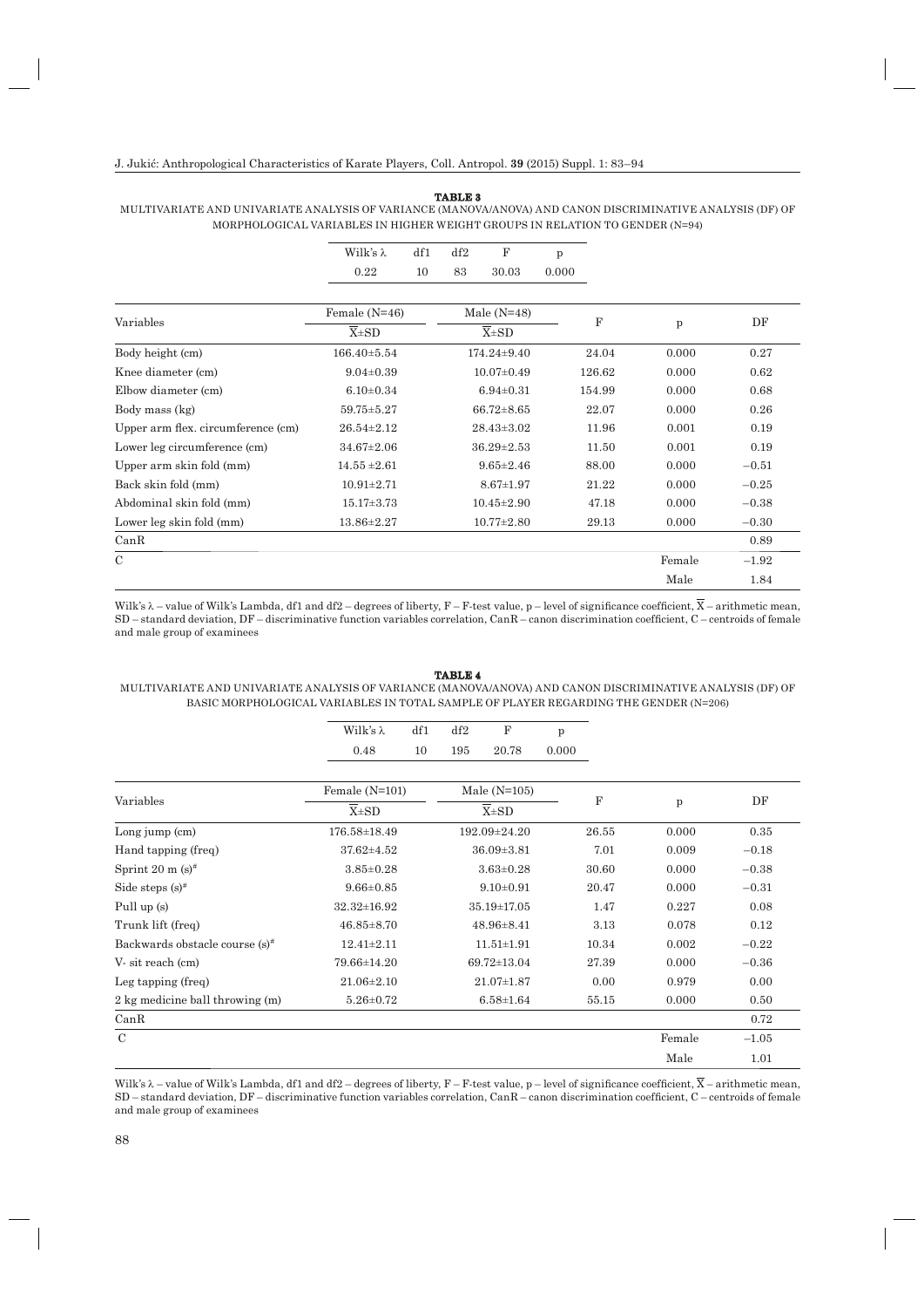**TABLE 3**

MULTIVARIATE AND UNIVARIATE ANALYSIS OF VARIANCE (MANOVA/ANOVA) AND CANON DISCRIMINATIVE ANALYSIS (DF) OF MORPHOLOGICAL VARIABLES IN HIGHER WEIGHT GROUPS IN RELATION TO GENDER (N=94)

| Wilk's λ | df1 | df2 | F | p |
|---|---|---|---|---|
| 0.22 | 10 | 83 | 30.03 | 0.000 |

| Variables | Female (N=46) | Male (N=48) | F | p | DF |
|---|---|---|---|---|---|
| | $\overline{X}$±SD | $\overline{X}$±SD | | | |
| Body height (cm) | 166.40±5.54 | 174.24±9.40 | 24.04 | 0.000 | 0.27 |
| Knee diameter (cm) | 9.04±0.39 | 10.07±0.49 | 126.62 | 0.000 | 0.62 |
| Elbow diameter (cm) | 6.10±0.34 | 6.94±0.31 | 154.99 | 0.000 | 0.68 |
| Body mass (kg) | 59.75±5.27 | 66.72±8.65 | 22.07 | 0.000 | 0.26 |
| Upper arm flex. circumference (cm) | 26.54±2.12 | 28.43±3.02 | 11.96 | 0.001 | 0.19 |
| Lower leg circumference (cm) | 34.67±2.06 | 36.29±2.53 | 11.50 | 0.001 | 0.19 |
| Upper arm skin fold (mm) | 14.55 ±2.61 | 9.65±2.46 | 88.00 | 0.000 | −0.51 |
| Back skin fold (mm) | 10.91±2.71 | 8.67±1.97 | 21.22 | 0.000 | −0.25 |
| Abdominal skin fold (mm) | 15.17±3.73 | 10.45±2.90 | 47.18 | 0.000 | −0.38 |
| Lower leg skin fold (mm) | 13.86±2.27 | 10.77±2.80 | 29.13 | 0.000 | −0.30 |
| CanR | | | | | 0.89 |
| C | | | | Female | −1.92 |
| | | | | Male | 1.84 |

Wilk's λ – value of Wilk's Lambda, df1 and df2 – degrees of liberty, F – F-test value, p – level of significance coefficient, $\overline{X}$ – arithmetic mean, SD – standard deviation, DF – discriminative function variables correlation, CanR – canon discrimination coefficient, C – centroids of female and male group of examinees

**TABLE 4**

MULTIVARIATE AND UNIVARIATE ANALYSIS OF VARIANCE (MANOVA/ANOVA) AND CANON DISCRIMINATIVE ANALYSIS (DF) OF BASIC MORPHOLOGICAL VARIABLES IN TOTAL SAMPLE OF PLAYER REGARDING THE GENDER (N=206)

| Wilk's λ | df1 | df2 | F | p |
|---|---|---|---|---|
| 0.48 | 10 | 195 | 20.78 | 0.000 |

| Variables | Female (N=101) | Male (N=105) | F | p | DF |
|---|---|---|---|---|---|
| | $\overline{X}$±SD | $\overline{X}$±SD | | | |
| Long jump (cm) | 176.58±18.49 | 192.09±24.20 | 26.55 | 0.000 | 0.35 |
| Hand tapping (freq) | 37.62±4.52 | 36.09±3.81 | 7.01 | 0.009 | −0.18 |
| Sprint 20 m (s)# | 3.85±0.28 | 3.63±0.28 | 30.60 | 0.000 | −0.38 |
| Side steps (s)# | 9.66±0.85 | 9.10±0.91 | 20.47 | 0.000 | −0.31 |
| Pull up (s) | 32.32±16.92 | 35.19±17.05 | 1.47 | 0.227 | 0.08 |
| Trunk lift (freq) | 46.85±8.70 | 48.96±8.41 | 3.13 | 0.078 | 0.12 |
| Backwards obstacle course (s)# | 12.41±2.11 | 11.51±1.91 | 10.34 | 0.002 | −0.22 |
| V- sit reach (cm) | 79.66±14.20 | 69.72±13.04 | 27.39 | 0.000 | −0.36 |
| Leg tapping (freq) | 21.06±2.10 | 21.07±1.87 | 0.00 | 0.979 | 0.00 |
| 2 kg medicine ball throwing (m) | 5.26±0.72 | 6.58±1.64 | 55.15 | 0.000 | 0.50 |
| CanR | | | | | 0.72 |
| C | | | | Female | −1.05 |
| | | | | Male | 1.01 |

Wilk's λ – value of Wilk's Lambda, df1 and df2 – degrees of liberty, F – F-test value, p – level of significance coefficient, $\overline{X}$ – arithmetic mean, SD – standard deviation, DF – discriminative function variables correlation, CanR – canon discrimination coefficient, C – centroids of female and male group of examinees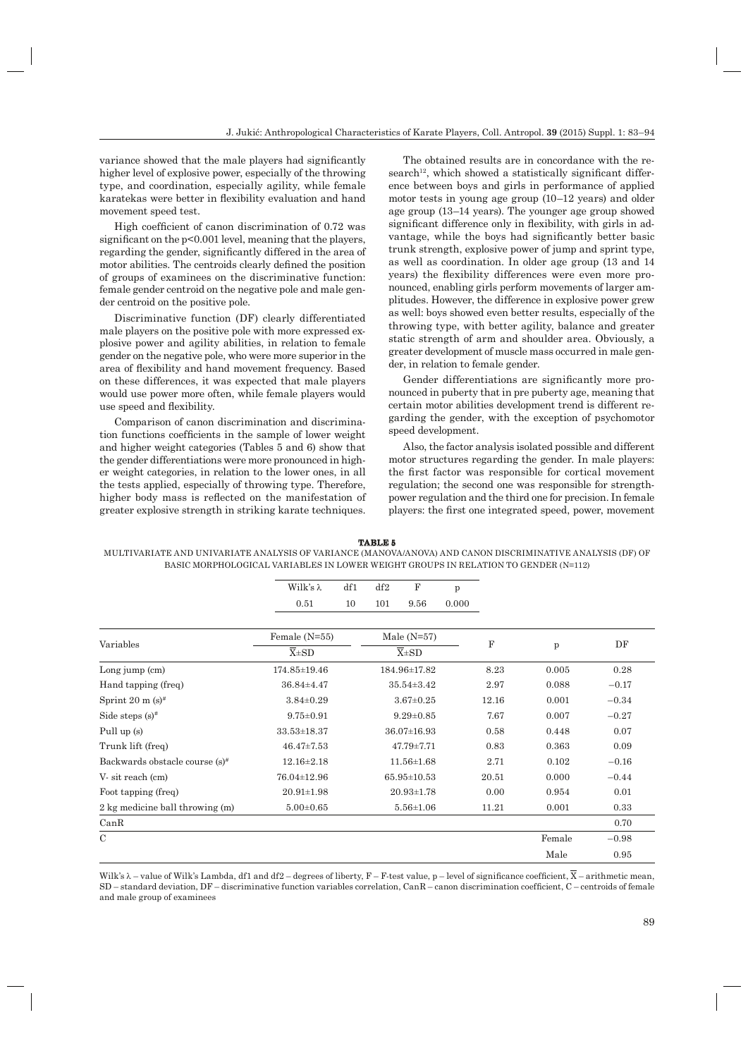variance showed that the male players had significantly higher level of explosive power, especially of the throwing type, and coordination, especially agility, while female karatekas were better in flexibility evaluation and hand movement speed test.

High coefficient of canon discrimination of 0.72 was significant on the p<0.001 level, meaning that the players, regarding the gender, significantly differed in the area of motor abilities. The centroids clearly defined the position of groups of examinees on the discriminative function: female gender centroid on the negative pole and male gender centroid on the positive pole.

Discriminative function (DF) clearly differentiated male players on the positive pole with more expressed explosive power and agility abilities, in relation to female gender on the negative pole, who were more superior in the area of flexibility and hand movement frequency. Based on these differences, it was expected that male players would use power more often, while female players would use speed and flexibility.

Comparison of canon discrimination and discrimination functions coefficients in the sample of lower weight and higher weight categories (Tables 5 and 6) show that the gender differentiations were more pronounced in higher weight categories, in relation to the lower ones, in all the tests applied, especially of throwing type. Therefore, higher body mass is reflected on the manifestation of greater explosive strength in striking karate techniques.

The obtained results are in concordance with the research[12], which showed a statistically significant difference between boys and girls in performance of applied motor tests in young age group (10–12 years) and older age group (13–14 years). The younger age group showed significant difference only in flexibility, with girls in advantage, while the boys had significantly better basic trunk strength, explosive power of jump and sprint type, as well as coordination. In older age group (13 and 14 years) the flexibility differences were even more pronounced, enabling girls perform movements of larger amplitudes. However, the difference in explosive power grew as well: boys showed even better results, especially of the throwing type, with better agility, balance and greater static strength of arm and shoulder area. Obviously, a greater development of muscle mass occurred in male gender, in relation to female gender.

Gender differentiations are significantly more pronounced in puberty that in pre puberty age, meaning that certain motor abilities development trend is different regarding the gender, with the exception of psychomotor speed development.

Also, the factor analysis isolated possible and different motor structures regarding the gender. In male players: the first factor was responsible for cortical movement regulation; the second one was responsible for strength-power regulation and the third one for precision. In female players: the first one integrated speed, power, movement

**TABLE 5**

MULTIVARIATE AND UNIVARIATE ANALYSIS OF VARIANCE (MANOVA/ANOVA) AND CANON DISCRIMINATIVE ANALYSIS (DF) OF BASIC MORPHOLOGICAL VARIABLES IN LOWER WEIGHT GROUPS IN RELATION TO GENDER (N=112)

| Wilk's λ | df1 | df2 | F | p |
|---|---|---|---|---|
| 0.51 | 10 | 101 | 9.56 | 0.000 |

| Variables | Female (N=55) | Male (N=57) | F | p | DF |
|---|---|---|---|---|---|
| | $\overline{X}$±SD | $\overline{X}$±SD | | | |
| Long jump (cm) | 174.85±19.46 | 184.96±17.82 | 8.23 | 0.005 | 0.28 |
| Hand tapping (freq) | 36.84±4.47 | 35.54±3.42 | 2.97 | 0.088 | −0.17 |
| Sprint 20 m (s)# | 3.84±0.29 | 3.67±0.25 | 12.16 | 0.001 | −0.34 |
| Side steps (s)# | 9.75±0.91 | 9.29±0.85 | 7.67 | 0.007 | −0.27 |
| Pull up (s) | 33.53±18.37 | 36.07±16.93 | 0.58 | 0.448 | 0.07 |
| Trunk lift (freq) | 46.47±7.53 | 47.79±7.71 | 0.83 | 0.363 | 0.09 |
| Backwards obstacle course (s)# | 12.16±2.18 | 11.56±1.68 | 2.71 | 0.102 | −0.16 |
| V- sit reach (cm) | 76.04±12.96 | 65.95±10.53 | 20.51 | 0.000 | −0.44 |
| Foot tapping (freq) | 20.91±1.98 | 20.93±1.78 | 0.00 | 0.954 | 0.01 |
| 2 kg medicine ball throwing (m) | 5.00±0.65 | 5.56±1.06 | 11.21 | 0.001 | 0.33 |
| CanR | | | | | 0.70 |
| C | | | | Female | −0.98 |
| | | | | Male | 0.95 |

Wilk's λ – value of Wilk's Lambda, df1 and df2 – degrees of liberty, F – F-test value, p – level of significance coefficient, $\overline{X}$ – arithmetic mean, SD – standard deviation, DF – discriminative function variables correlation, CanR – canon discrimination coefficient, C – centroids of female and male group of examinees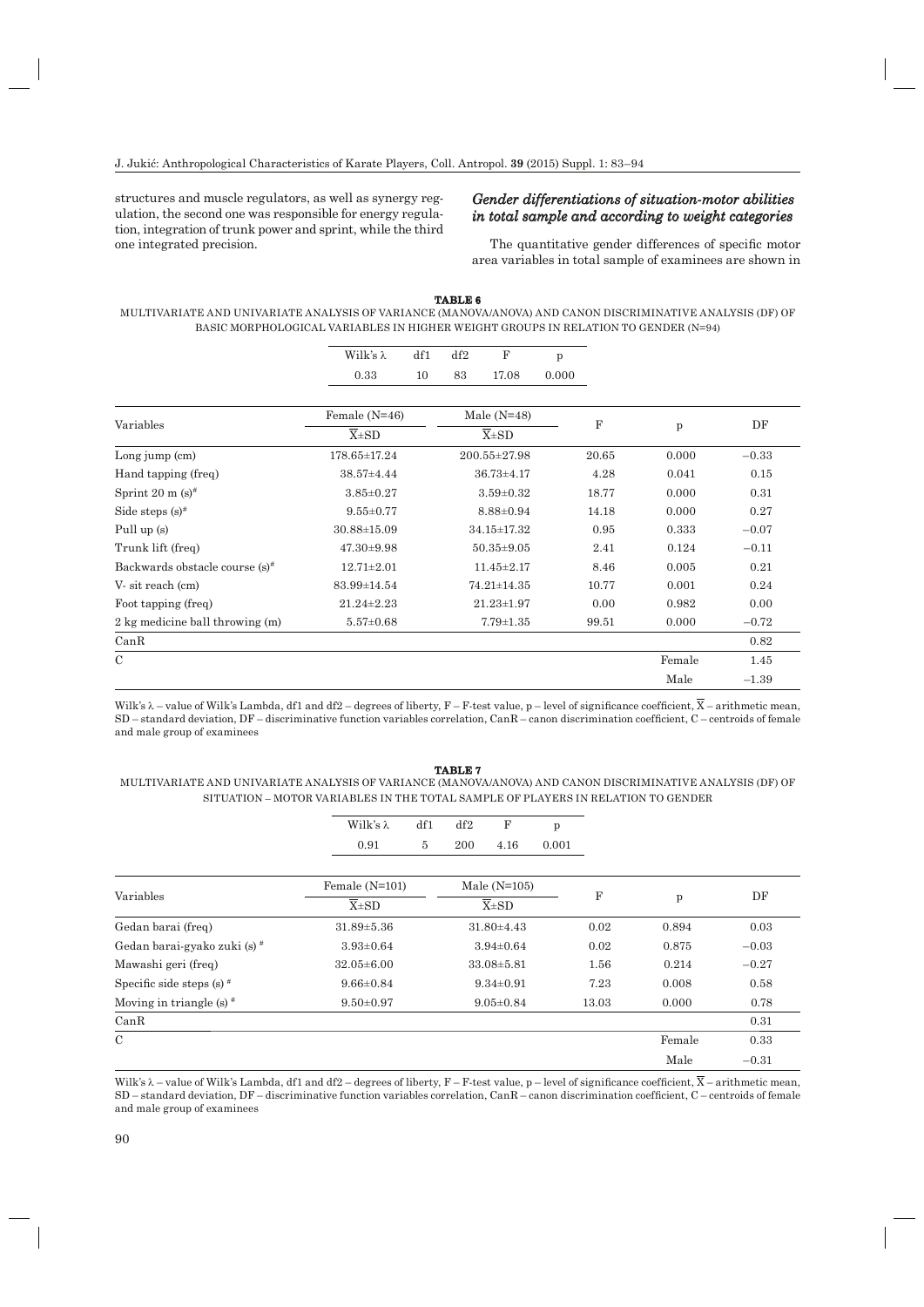structures and muscle regulators, as well as synergy regulation, the second one was responsible for energy regulation, integration of trunk power and sprint, while the third one integrated precision.

### *Gender differentiations of situation-motor abilities in total sample and according to weight categories*

The quantitative gender differences of specific motor area variables in total sample of examinees are shown in

**TABLE 6**
MULTIVARIATE AND UNIVARIATE ANALYSIS OF VARIANCE (MANOVA/ANOVA) AND CANON DISCRIMINATIVE ANALYSIS (DF) OF BASIC MORPHOLOGICAL VARIABLES IN HIGHER WEIGHT GROUPS IN RELATION TO GENDER (N=94)

| Wilk's λ | df1 | df2 | F | p |
|---|---|---|---|---|
| 0.33 | 10 | 83 | 17.08 | 0.000 |

| Variables | Female (N=46) | Male (N=48) | F | p | DF |
|---|---|---|---|---|---|
| | $\overline{X}$±SD | $\overline{X}$±SD | | | |
| Long jump (cm) | 178.65±17.24 | 200.55±27.98 | 20.65 | 0.000 | −0.33 |
| Hand tapping (freq) | 38.57±4.44 | 36.73±4.17 | 4.28 | 0.041 | 0.15 |
| Sprint 20 m (s)# | 3.85±0.27 | 3.59±0.32 | 18.77 | 0.000 | 0.31 |
| Side steps (s)# | 9.55±0.77 | 8.88±0.94 | 14.18 | 0.000 | 0.27 |
| Pull up (s) | 30.88±15.09 | 34.15±17.32 | 0.95 | 0.333 | −0.07 |
| Trunk lift (freq) | 47.30±9.98 | 50.35±9.05 | 2.41 | 0.124 | −0.11 |
| Backwards obstacle course (s)# | 12.71±2.01 | 11.45±2.17 | 8.46 | 0.005 | 0.21 |
| V- sit reach (cm) | 83.99±14.54 | 74.21±14.35 | 10.77 | 0.001 | 0.24 |
| Foot tapping (freq) | 21.24±2.23 | 21.23±1.97 | 0.00 | 0.982 | 0.00 |
| 2 kg medicine ball throwing (m) | 5.57±0.68 | 7.79±1.35 | 99.51 | 0.000 | −0.72 |
| CanR | | | | | 0.82 |
| C | | | | Female | 1.45 |
| | | | | Male | −1.39 |

Wilk's λ – value of Wilk's Lambda, df1 and df2 – degrees of liberty, F – F-test value, p – level of significance coefficient, $\overline{X}$ – arithmetic mean, SD – standard deviation, DF – discriminative function variables correlation, CanR – canon discrimination coefficient, C – centroids of female and male group of examinees

**TABLE 7**
MULTIVARIATE AND UNIVARIATE ANALYSIS OF VARIANCE (MANOVA/ANOVA) AND CANON DISCRIMINATIVE ANALYSIS (DF) OF SITUATION – MOTOR VARIABLES IN THE TOTAL SAMPLE OF PLAYERS IN RELATION TO GENDER

| Wilk's λ | df1 | df2 | F | p |
|---|---|---|---|---|
| 0.91 | 5 | 200 | 4.16 | 0.001 |

| Variables | Female (N=101) | Male (N=105) | F | p | DF |
|---|---|---|---|---|---|
| | $\overline{X}$±SD | $\overline{X}$±SD | | | |
| Gedan barai (freq) | 31.89±5.36 | 31.80±4.43 | 0.02 | 0.894 | 0.03 |
| Gedan barai-gyako zuki (s) # | 3.93±0.64 | 3.94±0.64 | 0.02 | 0.875 | −0.03 |
| Mawashi geri (freq) | 32.05±6.00 | 33.08±5.81 | 1.56 | 0.214 | −0.27 |
| Specific side steps (s) # | 9.66±0.84 | 9.34±0.91 | 7.23 | 0.008 | 0.58 |
| Moving in triangle (s) # | 9.50±0.97 | 9.05±0.84 | 13.03 | 0.000 | 0.78 |
| CanR | | | | | 0.31 |
| C | | | | Female | 0.33 |
| | | | | Male | −0.31 |

Wilk's λ – value of Wilk's Lambda, df1 and df2 – degrees of liberty, F – F-test value, p – level of significance coefficient, $\overline{X}$ – arithmetic mean, SD – standard deviation, DF – discriminative function variables correlation, CanR – canon discrimination coefficient, C – centroids of female and male group of examinees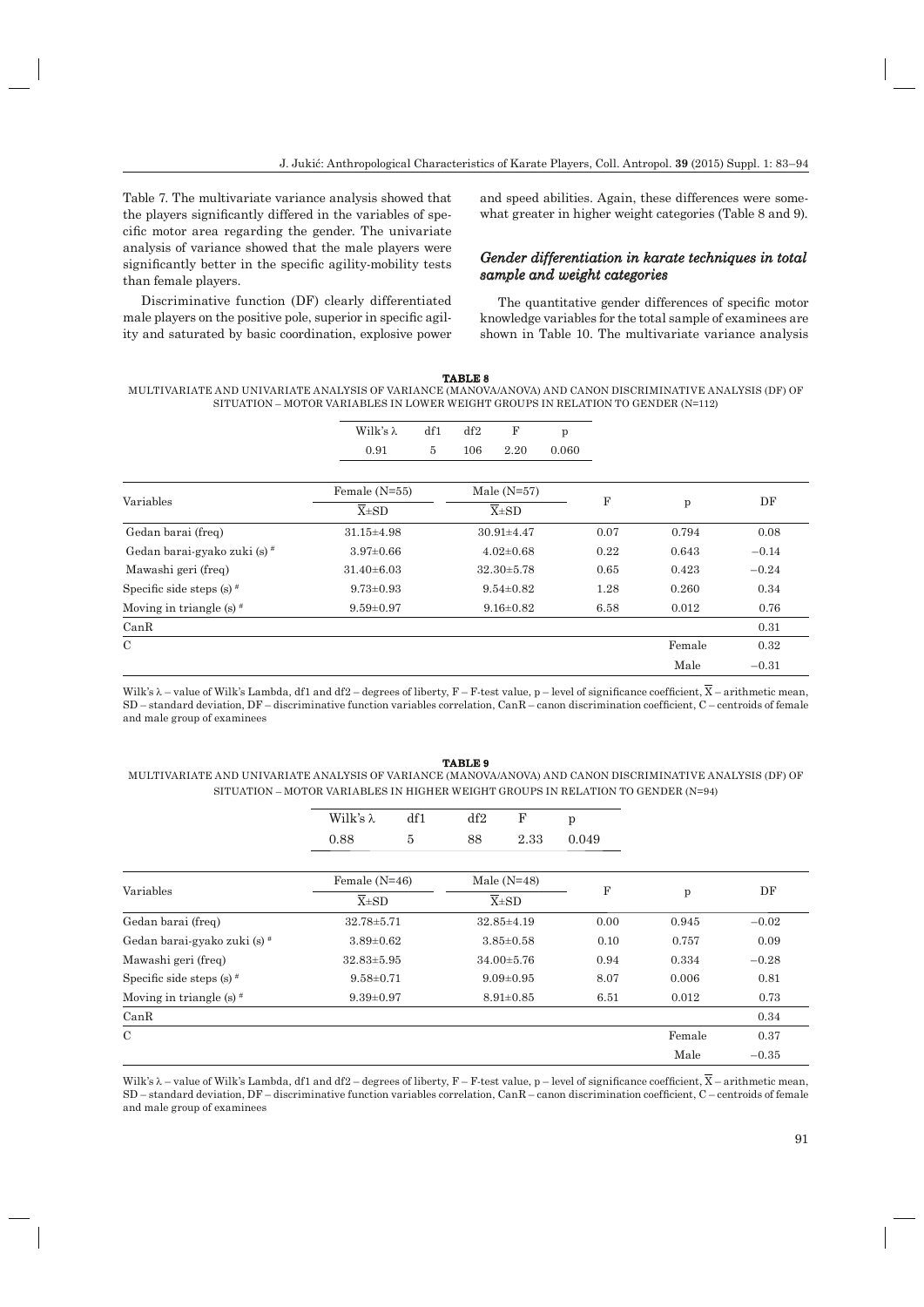Table 7. The multivariate variance analysis showed that the players significantly differed in the variables of specific motor area regarding the gender. The univariate analysis of variance showed that the male players were significantly better in the specific agility-mobility tests than female players.

Discriminative function (DF) clearly differentiated male players on the positive pole, superior in specific agility and saturated by basic coordination, explosive power and speed abilities. Again, these differences were somewhat greater in higher weight categories (Table 8 and 9).

### *Gender differentiation in karate techniques in total sample and weight categories*

The quantitative gender differences of specific motor knowledge variables for the total sample of examinees are shown in Table 10. The multivariate variance analysis

**TABLE 8**

MULTIVARIATE AND UNIVARIATE ANALYSIS OF VARIANCE (MANOVA/ANOVA) AND CANON DISCRIMINATIVE ANALYSIS (DF) OF SITUATION – MOTOR VARIABLES IN LOWER WEIGHT GROUPS IN RELATION TO GENDER (N=112)

| Wilk's λ | df1 | df2 | F | p |
|---|---|---|---|---|
| 0.91 | 5 | 106 | 2.20 | 0.060 |

| Variables | Female (N=55) | Male (N=57) | F | p | DF |
|---|---|---|---|---|---|
| | $\overline{X}$±SD | $\overline{X}$±SD | | | |
| Gedan barai (freq) | 31.15±4.98 | 30.91±4.47 | 0.07 | 0.794 | 0.08 |
| Gedan barai-gyako zuki (s) # | 3.97±0.66 | 4.02±0.68 | 0.22 | 0.643 | −0.14 |
| Mawashi geri (freq) | 31.40±6.03 | 32.30±5.78 | 0.65 | 0.423 | −0.24 |
| Specific side steps (s) # | 9.73±0.93 | 9.54±0.82 | 1.28 | 0.260 | 0.34 |
| Moving in triangle (s) # | 9.59±0.97 | 9.16±0.82 | 6.58 | 0.012 | 0.76 |
| CanR | | | | | 0.31 |
| C | | | | Female | 0.32 |
| | | | | Male | −0.31 |

Wilk's λ – value of Wilk's Lambda, df1 and df2 – degrees of liberty, F – F-test value, p – level of significance coefficient, $\overline{X}$ – arithmetic mean, SD – standard deviation, DF – discriminative function variables correlation, CanR – canon discrimination coefficient, C – centroids of female and male group of examinees

**TABLE 9**

MULTIVARIATE AND UNIVARIATE ANALYSIS OF VARIANCE (MANOVA/ANOVA) AND CANON DISCRIMINATIVE ANALYSIS (DF) OF SITUATION – MOTOR VARIABLES IN HIGHER WEIGHT GROUPS IN RELATION TO GENDER (N=94)

| Wilk's λ | df1 | df2 | F | p |
|---|---|---|---|---|
| 0.88 | 5 | 88 | 2.33 | 0.049 |

| Variables | Female (N=46) | Male (N=48) | F | p | DF |
|---|---|---|---|---|---|
| | $\overline{X}$±SD | $\overline{X}$±SD | | | |
| Gedan barai (freq) | 32.78±5.71 | 32.85±4.19 | 0.00 | 0.945 | −0.02 |
| Gedan barai-gyako zuki (s) # | 3.89±0.62 | 3.85±0.58 | 0.10 | 0.757 | 0.09 |
| Mawashi geri (freq) | 32.83±5.95 | 34.00±5.76 | 0.94 | 0.334 | −0.28 |
| Specific side steps (s) # | 9.58±0.71 | 9.09±0.95 | 8.07 | 0.006 | 0.81 |
| Moving in triangle (s) # | 9.39±0.97 | 8.91±0.85 | 6.51 | 0.012 | 0.73 |
| CanR | | | | | 0.34 |
| C | | | | Female | 0.37 |
| | | | | Male | −0.35 |

Wilk's λ – value of Wilk's Lambda, df1 and df2 – degrees of liberty, F – F-test value, p – level of significance coefficient, $\overline{X}$ – arithmetic mean, SD – standard deviation, DF – discriminative function variables correlation, CanR – canon discrimination coefficient, C – centroids of female and male group of examinees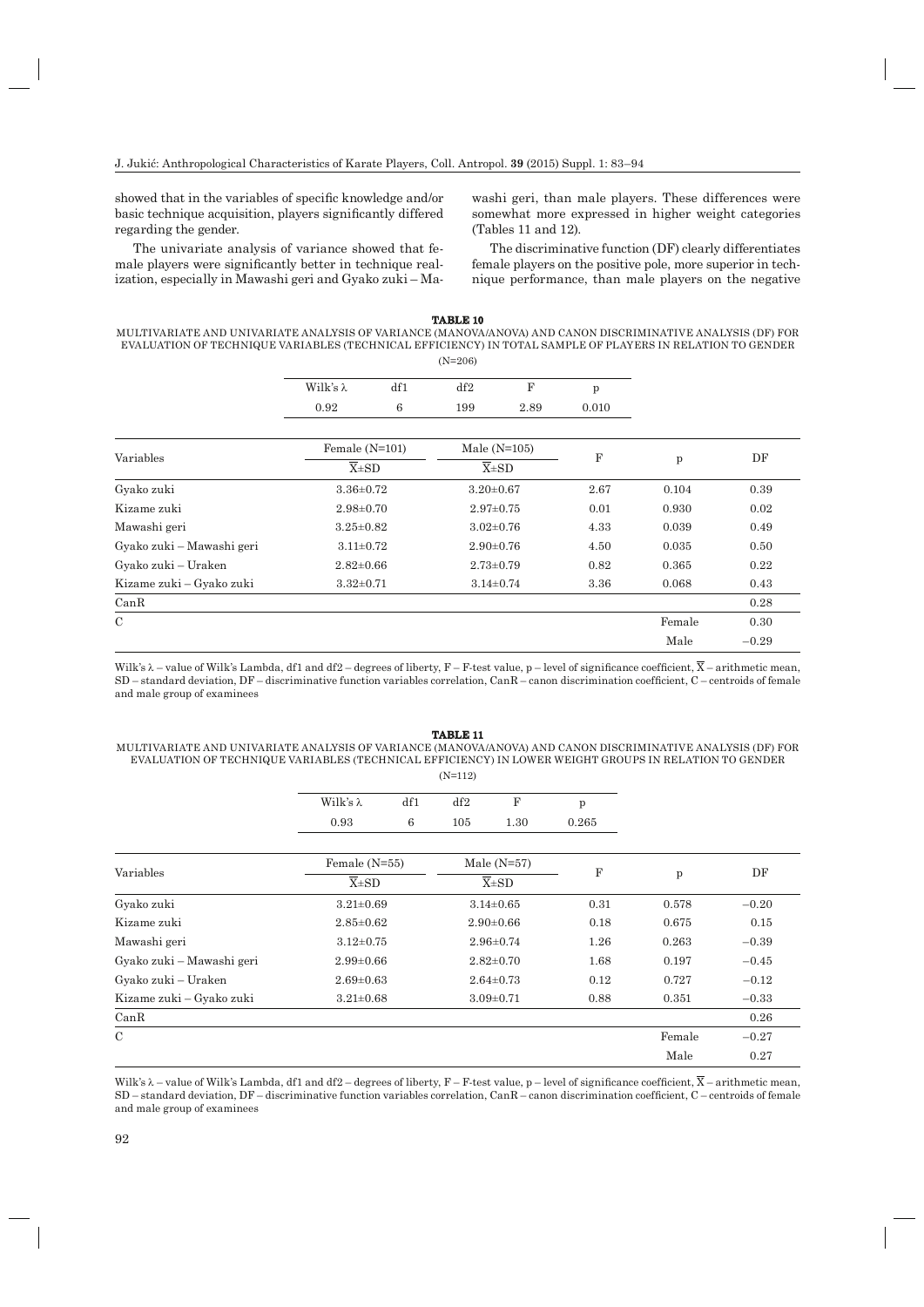showed that in the variables of specific knowledge and/or basic technique acquisition, players significantly differed regarding the gender.

The univariate analysis of variance showed that female players were significantly better in technique realization, especially in Mawashi geri and Gyako zuki – Mawashi geri, than male players. These differences were somewhat more expressed in higher weight categories (Tables 11 and 12).

The discriminative function (DF) clearly differentiates female players on the positive pole, more superior in technique performance, than male players on the negative

**TABLE 10**
MULTIVARIATE AND UNIVARIATE ANALYSIS OF VARIANCE (MANOVA/ANOVA) AND CANON DISCRIMINATIVE ANALYSIS (DF) FOR EVALUATION OF TECHNIQUE VARIABLES (TECHNICAL EFFICIENCY) IN TOTAL SAMPLE OF PLAYERS IN RELATION TO GENDER (N=206)

| Wilk's λ | df1 | df2 | F | p |
|---|---|---|---|---|
| 0.92 | 6 | 199 | 2.89 | 0.010 |

| Variables | Female (N=101) $\overline{X}$±SD | Male (N=105) $\overline{X}$±SD | F | p | DF |
|---|---|---|---|---|---|
| Gyako zuki | 3.36±0.72 | 3.20±0.67 | 2.67 | 0.104 | 0.39 |
| Kizame zuki | 2.98±0.70 | 2.97±0.75 | 0.01 | 0.930 | 0.02 |
| Mawashi geri | 3.25±0.82 | 3.02±0.76 | 4.33 | 0.039 | 0.49 |
| Gyako zuki – Mawashi geri | 3.11±0.72 | 2.90±0.76 | 4.50 | 0.035 | 0.50 |
| Gyako zuki – Uraken | 2.82±0.66 | 2.73±0.79 | 0.82 | 0.365 | 0.22 |
| Kizame zuki – Gyako zuki | 3.32±0.71 | 3.14±0.74 | 3.36 | 0.068 | 0.43 |
| CanR | | | | | 0.28 |
| C | | | | Female | 0.30 |
| | | | | Male | −0.29 |

Wilk's λ – value of Wilk's Lambda, df1 and df2 – degrees of liberty, F – F-test value, p – level of significance coefficient, $\overline{X}$ – arithmetic mean, SD – standard deviation, DF – discriminative function variables correlation, CanR – canon discrimination coefficient, C – centroids of female and male group of examinees

**TABLE 11**
MULTIVARIATE AND UNIVARIATE ANALYSIS OF VARIANCE (MANOVA/ANOVA) AND CANON DISCRIMINATIVE ANALYSIS (DF) FOR EVALUATION OF TECHNIQUE VARIABLES (TECHNICAL EFFICIENCY) IN LOWER WEIGHT GROUPS IN RELATION TO GENDER (N=112)

| Wilk's λ | df1 | df2 | F | p |
|---|---|---|---|---|
| 0.93 | 6 | 105 | 1.30 | 0.265 |

| Variables | Female (N=55) $\overline{X}$±SD | Male (N=57) $\overline{X}$±SD | F | p | DF |
|---|---|---|---|---|---|
| Gyako zuki | 3.21±0.69 | 3.14±0.65 | 0.31 | 0.578 | −0.20 |
| Kizame zuki | 2.85±0.62 | 2.90±0.66 | 0.18 | 0.675 | 0.15 |
| Mawashi geri | 3.12±0.75 | 2.96±0.74 | 1.26 | 0.263 | −0.39 |
| Gyako zuki – Mawashi geri | 2.99±0.66 | 2.82±0.70 | 1.68 | 0.197 | −0.45 |
| Gyako zuki – Uraken | 2.69±0.63 | 2.64±0.73 | 0.12 | 0.727 | −0.12 |
| Kizame zuki – Gyako zuki | 3.21±0.68 | 3.09±0.71 | 0.88 | 0.351 | −0.33 |
| CanR | | | | | 0.26 |
| C | | | | Female | −0.27 |
| | | | | Male | 0.27 |

Wilk's λ – value of Wilk's Lambda, df1 and df2 – degrees of liberty, F – F-test value, p – level of significance coefficient, $\overline{X}$ – arithmetic mean, SD – standard deviation, DF – discriminative function variables correlation, CanR – canon discrimination coefficient, C – centroids of female and male group of examinees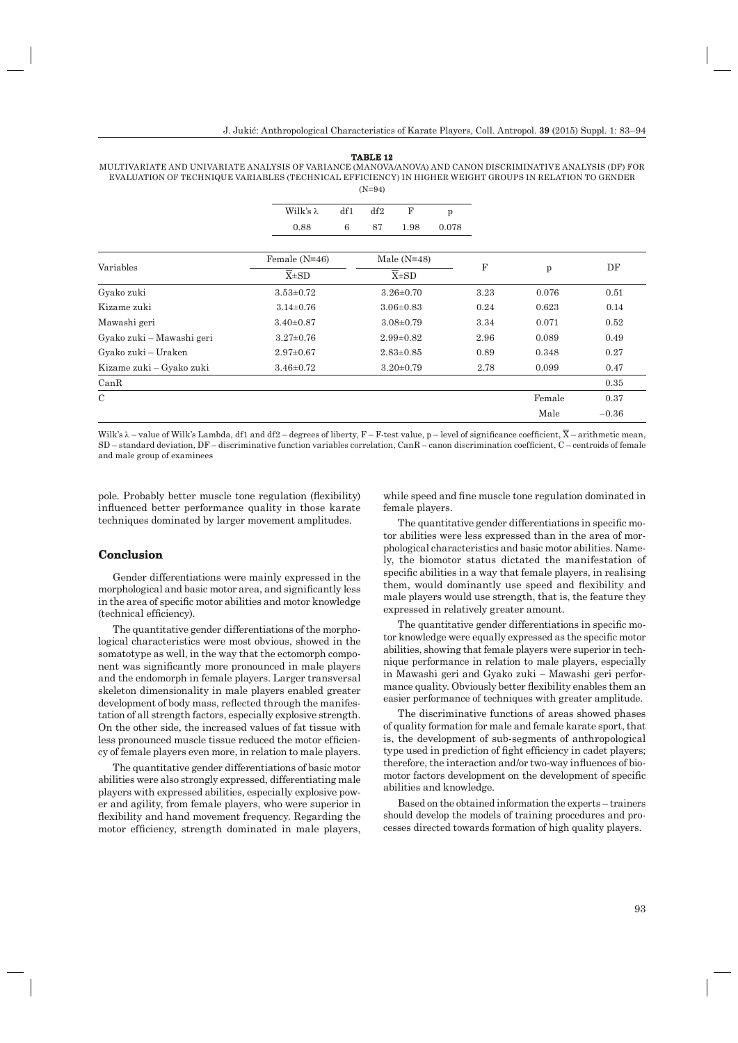**TABLE 12**

MULTIVARIATE AND UNIVARIATE ANALYSIS OF VARIANCE (MANOVA/ANOVA) AND CANON DISCRIMINATIVE ANALYSIS (DF) FOR EVALUATION OF TECHNIQUE VARIABLES (TECHNICAL EFFICIENCY) IN HIGHER WEIGHT GROUPS IN RELATION TO GENDER (N=94)

| Wilk's λ | df1 | df2 | F | p |
|---|---|---|---|---|
| 0.88 | 6 | 87 | 1.98 | 0.078 |

| Variables | Female (N=46) $\overline{X}$±SD | Male (N=48) $\overline{X}$±SD | F | p | DF |
|---|---|---|---|---|---|
| Gyako zuki | 3.53±0.72 | 3.26±0.70 | 3.23 | 0.076 | 0.51 |
| Kizame zuki | 3.14±0.76 | 3.06±0.83 | 0.24 | 0.623 | 0.14 |
| Mawashi geri | 3.40±0.87 | 3.08±0.79 | 3.34 | 0.071 | 0.52 |
| Gyako zuki – Mawashi geri | 3.27±0.76 | 2.99±0.82 | 2.96 | 0.089 | 0.49 |
| Gyako zuki – Uraken | 2.97±0.67 | 2.83±0.85 | 0.89 | 0.348 | 0.27 |
| Kizame zuki – Gyako zuki | 3.46±0.72 | 3.20±0.79 | 2.78 | 0.099 | 0.47 |
| CanR | | | | | 0.35 |
| C | | | | Female | 0.37 |
| | | | | Male | –0.36 |

Wilk's λ – value of Wilk's Lambda, df1 and df2 – degrees of liberty, F – F-test value, p – level of significance coefficient, $\overline{X}$ – arithmetic mean, SD – standard deviation, DF – discriminative function variables correlation, CanR – canon discrimination coefficient, C – centroids of female and male group of examinees

pole. Probably better muscle tone regulation (flexibility) influenced better performance quality in those karate techniques dominated by larger movement amplitudes.

## Conclusion

Gender differentiations were mainly expressed in the morphological and basic motor area, and significantly less in the area of specific motor abilities and motor knowledge (technical efficiency).

The quantitative gender differentiations of the morphological characteristics were most obvious, showed in the somatotype as well, in the way that the ectomorph component was significantly more pronounced in male players and the endomorph in female players. Larger transversal skeleton dimensionality in male players enabled greater development of body mass, reflected through the manifestation of all strength factors, especially explosive strength. On the other side, the increased values of fat tissue with less pronounced muscle tissue reduced the motor efficiency of female players even more, in relation to male players.

The quantitative gender differentiations of basic motor abilities were also strongly expressed, differentiating male players with expressed abilities, especially explosive power and agility, from female players, who were superior in flexibility and hand movement frequency. Regarding the motor efficiency, strength dominated in male players, while speed and fine muscle tone regulation dominated in female players.

The quantitative gender differentiations in specific motor abilities were less expressed than in the area of morphological characteristics and basic motor abilities. Namely, the biomotor status dictated the manifestation of specific abilities in a way that female players, in realising them, would dominantly use speed and flexibility and male players would use strength, that is, the feature they expressed in relatively greater amount.

The quantitative gender differentiations in specific motor knowledge were equally expressed as the specific motor abilities, showing that female players were superior in technique performance in relation to male players, especially in Mawashi geri and Gyako zuki – Mawashi geri performance quality. Obviously better flexibility enables them an easier performance of techniques with greater amplitude.

The discriminative functions of areas showed phases of quality formation for male and female karate sport, that is, the development of sub-segments of anthropological type used in prediction of fight efficiency in cadet players; therefore, the interaction and/or two-way influences of biomotor factors development on the development of specific abilities and knowledge.

Based on the obtained information the experts – trainers should develop the models of training procedures and processes directed towards formation of high quality players.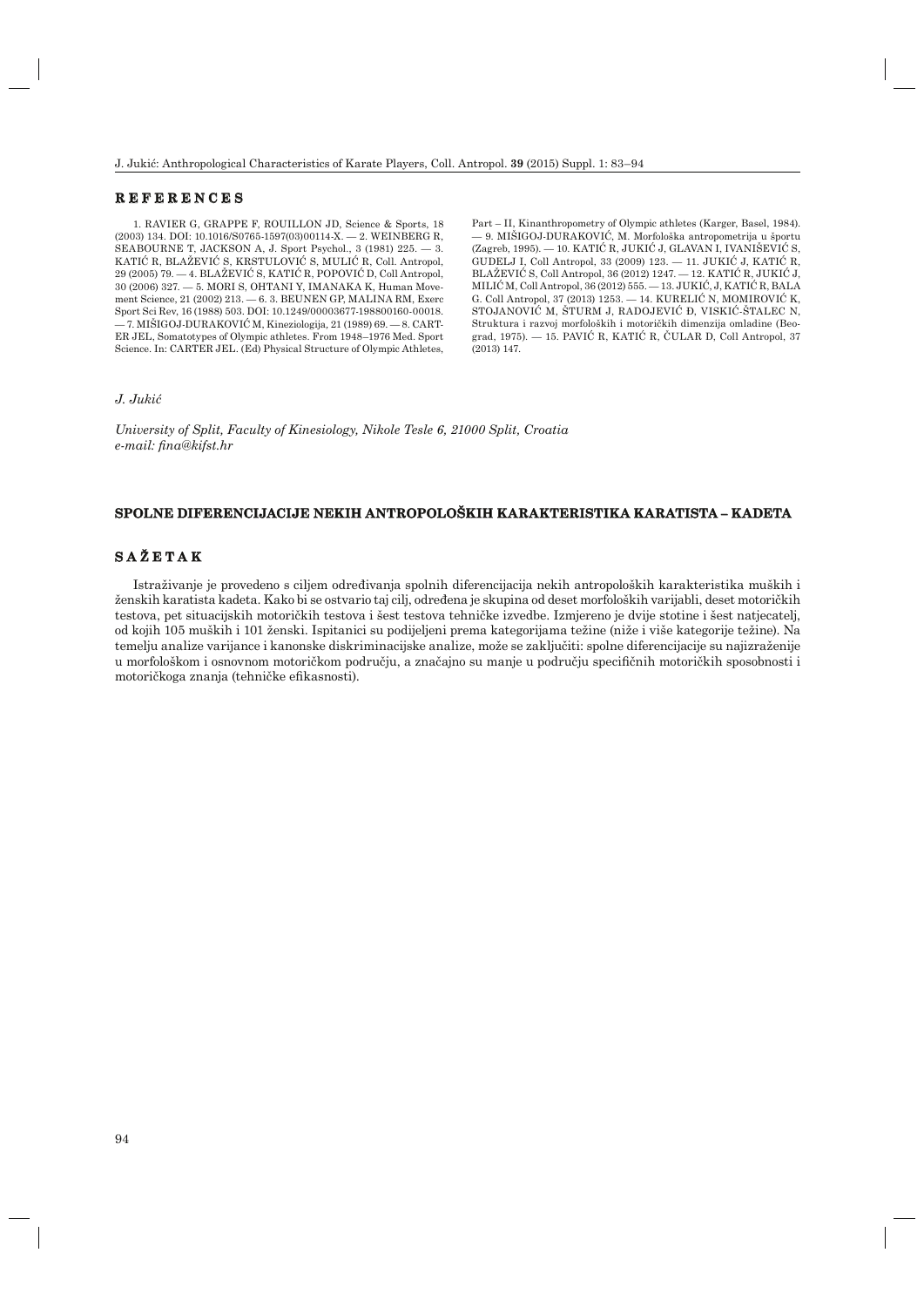## REFERENCES

1. RAVIER G, GRAPPE F, ROUILLON JD, Science & Sports, 18 (2003) 134. DOI: 10.1016/S0765-1597(03)00114-X. — 2. WEINBERG R, SEABOURNE T, JACKSON A, J. Sport Psychol., 3 (1981) 225. — 3. KATIĆ R, BLAŽEVIĆ S, KRSTULOVIĆ S, MULIĆ R, Coll. Antropol, 29 (2005) 79. — 4. BLAŽEVIĆ S, KATIĆ R, POPOVIĆ D, Coll Antropol, 30 (2006) 327. — 5. MORI S, OHTANI Y, IMANAKA K, Human Movement Science, 21 (2002) 213. — 6. 3. BEUNEN GP, MALINA RM, Exerc Sport Sci Rev, 16 (1988) 503. DOI: 10.1249/00003677-198800160-00018. — 7. MIŠIGOJ-DURAKOVIĆ M, Kineziologija, 21 (1989) 69. — 8. CARTER JEL, Somatotypes of Olympic athletes. From 1948–1976 Med. Sport Science. In: CARTER JEL. (Ed) Physical Structure of Olympic Athletes, Part – II, Kinanthropometry of Olympic athletes (Karger, Basel, 1984). — 9. MIŠIGOJ-DURAKOVIĆ, M. Morfološka antropometrija u športu (Zagreb, 1995). — 10. KATIĆ R, JUKIĆ J, GLAVAN I, IVANIŠEVIĆ S, GUDELJ I, Coll Antropol, 33 (2009) 123. — 11. JUKIĆ J, KATIĆ R, BLAŽEVIĆ S, Coll Antropol, 36 (2012) 1247. — 12. KATIĆ R, JUKIĆ J, MILIĆ M, Coll Antropol, 36 (2012) 555. — 13. JUKIĆ, J, KATIĆ R, BALA G. Coll Antropol, 37 (2013) 1253. — 14. KURELIĆ N, MOMIROVIĆ K, STOJANOVIĆ M, ŠTURM J, RADOJEVIĆ Đ, VISKIĆ-ŠTALEC N, Struktura i razvoj morfoloških i motoričkih dimenzija omladine (Beograd, 1975). — 15. PAVIĆ R, KATIĆ R, ČULAR D, Coll Antropol, 37 (2013) 147.

*J. Jukić*

*University of Split, Faculty of Kinesiology, Nikole Tesle 6, 21000 Split, Croatia*
*e-mail: fina@kifst.hr*

## SPOLNE DIFERENCIJACIJE NEKIH ANTROPOLOŠKIH KARAKTERISTIKA KARATISTA – KADETA

## SAŽETAK

Istraživanje je provedeno s ciljem određivanja spolnih diferencijacija nekih antropoloških karakteristika muških i ženskih karatista kadeta. Kako bi se ostvario taj cilj, određena je skupina od deset morfoloških varijabli, deset motoričkih testova, pet situacijskih motoričkih testova i šest testova tehničke izvedbe. Izmjereno je dvije stotine i šest natjecatelj, od kojih 105 muških i 101 ženski. Ispitanici su podijeljeni prema kategorijama težine (niže i više kategorije težine). Na temelju analize varijance i kanonske diskriminacijske analize, može se zaključiti: spolne diferencijacije su najizraženije u morfološkom i osnovnom motoričkom području, a značajno su manje u području specifičnih motoričkih sposobnosti i motoričkoga znanja (tehničke efikasnosti).